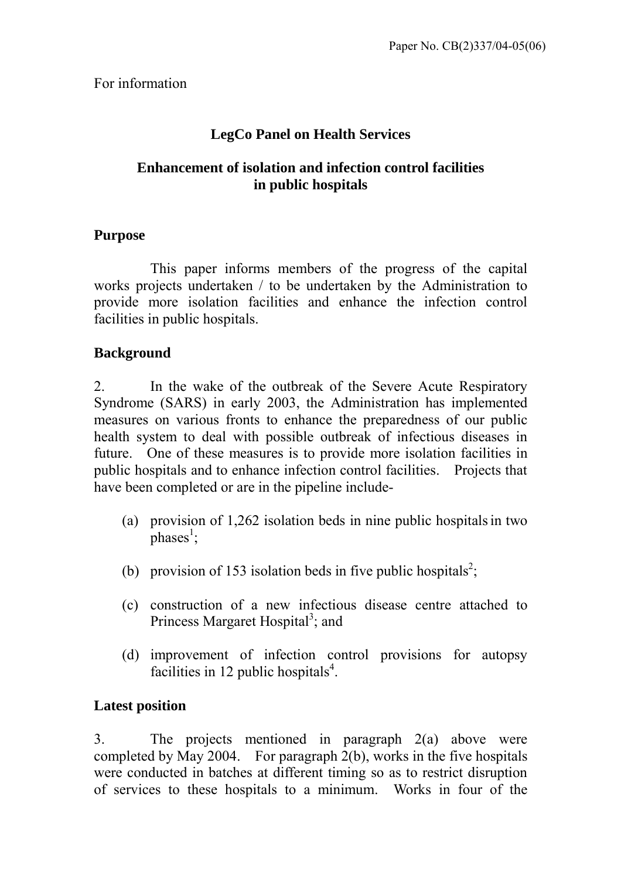Paper No. CB(2)337/04-05(06)

For information

## LegCo Panel on Health Services

## Enhancement of isolation and infection control facilities in public hospitals

### Purpose

This paper informs members of the progress of the capital works projects undertaken / to be undertaken by the Administration to provide more isolation facilities and enhance the infection control facilities in public hospitals.

### Background

2. In the wake of the outbreak of the Severe Acute Respiratory Syndrome (SARS) in early 2003, the Administration has implemented measures on various fronts to enhance the preparedness of our public health system to deal with possible outbreak of infectious diseases in future. One of these measures is to provide more isolation facilities in public hospitals and to enhance infection control facilities. Projects that have been completed or are in the pipeline include-

(a) provision of 1,262 isolation beds in nine public hospitals in two phases[1];

(b) provision of 153 isolation beds in five public hospitals[2];

(c) construction of a new infectious disease centre attached to Princess Margaret Hospital[3]; and

(d) improvement of infection control provisions for autopsy facilities in 12 public hospitals[4].

### Latest position

3. The projects mentioned in paragraph 2(a) above were completed by May 2004. For paragraph 2(b), works in the five hospitals were conducted in batches at different timing so as to restrict disruption of services to these hospitals to a minimum. Works in four of the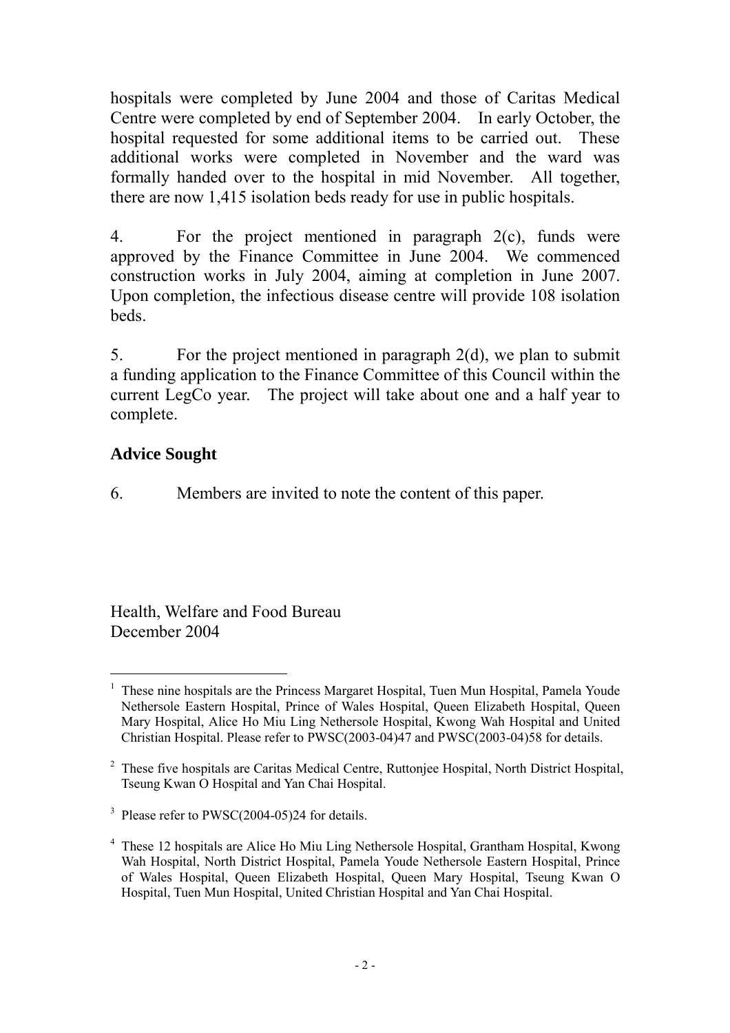hospitals were completed by June 2004 and those of Caritas Medical Centre were completed by end of September 2004. In early October, the hospital requested for some additional items to be carried out. These additional works were completed in November and the ward was formally handed over to the hospital in mid November. All together, there are now 1,415 isolation beds ready for use in public hospitals.

4. For the project mentioned in paragraph 2(c), funds were approved by the Finance Committee in June 2004. We commenced construction works in July 2004, aiming at completion in June 2007. Upon completion, the infectious disease centre will provide 108 isolation beds.

5. For the project mentioned in paragraph 2(d), we plan to submit a funding application to the Finance Committee of this Council within the current LegCo year. The project will take about one and a half year to complete.

## Advice Sought

6. Members are invited to note the content of this paper.

Health, Welfare and Food Bureau
December 2004

---

[1] These nine hospitals are the Princess Margaret Hospital, Tuen Mun Hospital, Pamela Youde Nethersole Eastern Hospital, Prince of Wales Hospital, Queen Elizabeth Hospital, Queen Mary Hospital, Alice Ho Miu Ling Nethersole Hospital, Kwong Wah Hospital and United Christian Hospital. Please refer to PWSC(2003-04)47 and PWSC(2003-04)58 for details.

[2] These five hospitals are Caritas Medical Centre, Ruttonjee Hospital, North District Hospital, Tseung Kwan O Hospital and Yan Chai Hospital.

[3] Please refer to PWSC(2004-05)24 for details.

[4] These 12 hospitals are Alice Ho Miu Ling Nethersole Hospital, Grantham Hospital, Kwong Wah Hospital, North District Hospital, Pamela Youde Nethersole Eastern Hospital, Prince of Wales Hospital, Queen Elizabeth Hospital, Queen Mary Hospital, Tseung Kwan O Hospital, Tuen Mun Hospital, United Christian Hospital and Yan Chai Hospital.